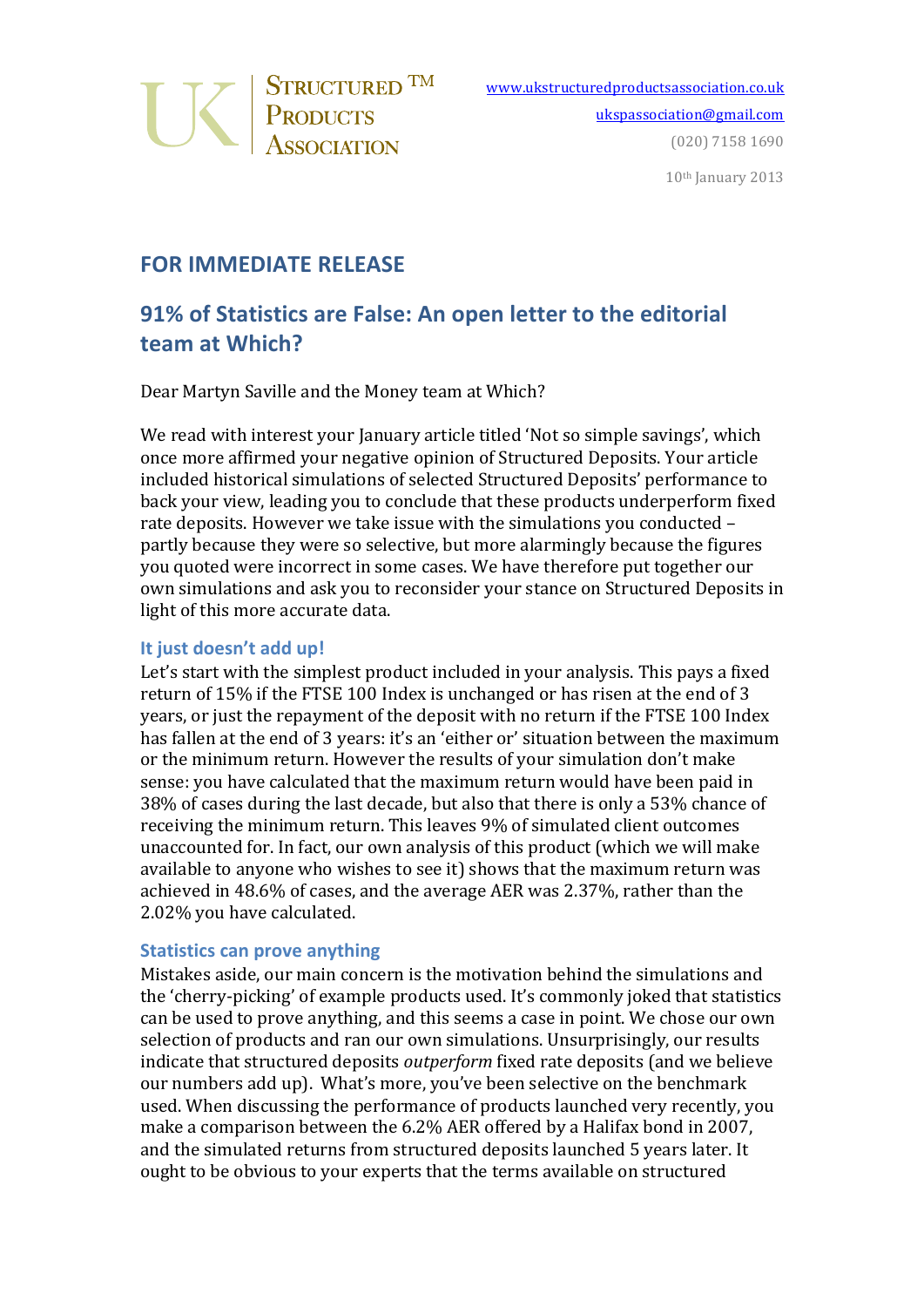UK Structured™ Products Association

www.ukstructuredproductsassociation.co.uk

ukspassociation@gmail.com

(020) 7158 1690

10th January 2013

## FOR IMMEDIATE RELEASE

## 91% of Statistics are False: An open letter to the editorial team at Which?

Dear Martyn Saville and the Money team at Which?

We read with interest your January article titled 'Not so simple savings', which once more affirmed your negative opinion of Structured Deposits. Your article included historical simulations of selected Structured Deposits' performance to back your view, leading you to conclude that these products underperform fixed rate deposits. However we take issue with the simulations you conducted – partly because they were so selective, but more alarmingly because the figures you quoted were incorrect in some cases. We have therefore put together our own simulations and ask you to reconsider your stance on Structured Deposits in light of this more accurate data.

### It just doesn't add up!

Let's start with the simplest product included in your analysis. This pays a fixed return of 15% if the FTSE 100 Index is unchanged or has risen at the end of 3 years, or just the repayment of the deposit with no return if the FTSE 100 Index has fallen at the end of 3 years: it's an 'either or' situation between the maximum or the minimum return. However the results of your simulation don't make sense: you have calculated that the maximum return would have been paid in 38% of cases during the last decade, but also that there is only a 53% chance of receiving the minimum return. This leaves 9% of simulated client outcomes unaccounted for. In fact, our own analysis of this product (which we will make available to anyone who wishes to see it) shows that the maximum return was achieved in 48.6% of cases, and the average AER was 2.37%, rather than the 2.02% you have calculated.

### Statistics can prove anything

Mistakes aside, our main concern is the motivation behind the simulations and the 'cherry-picking' of example products used. It's commonly joked that statistics can be used to prove anything, and this seems a case in point. We chose our own selection of products and ran our own simulations. Unsurprisingly, our results indicate that structured deposits *outperform* fixed rate deposits (and we believe our numbers add up). What's more, you've been selective on the benchmark used. When discussing the performance of products launched very recently, you make a comparison between the 6.2% AER offered by a Halifax bond in 2007, and the simulated returns from structured deposits launched 5 years later. It ought to be obvious to your experts that the terms available on structured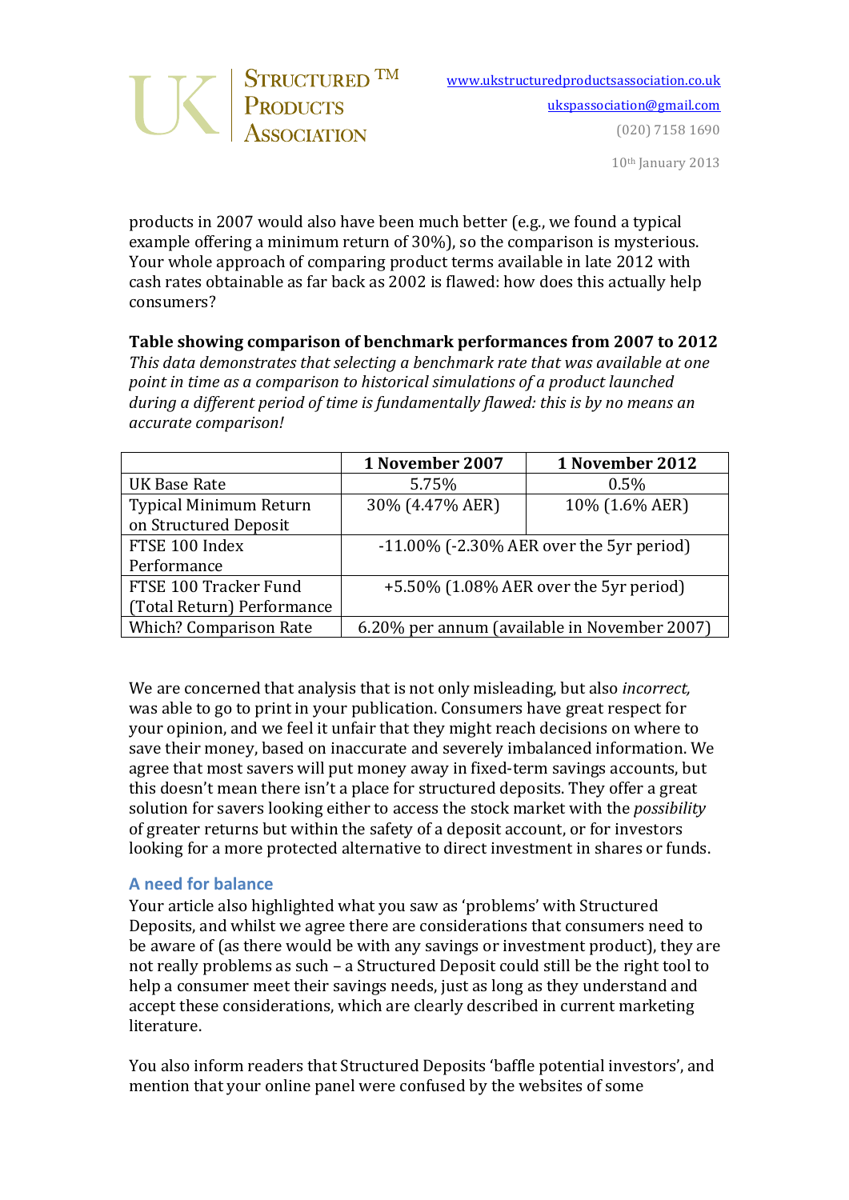products in 2007 would also have been much better (e.g., we found a typical example offering a minimum return of 30%), so the comparison is mysterious. Your whole approach of comparing product terms available in late 2012 with cash rates obtainable as far back as 2002 is flawed: how does this actually help consumers?

**Table showing comparison of benchmark performances from 2007 to 2012**

*This data demonstrates that selecting a benchmark rate that was available at one point in time as a comparison to historical simulations of a product launched during a different period of time is fundamentally flawed: this is by no means an accurate comparison!*

| | 1 November 2007 | 1 November 2012 |
|---|---|---|
| UK Base Rate | 5.75% | 0.5% |
| Typical Minimum Return on Structured Deposit | 30% (4.47% AER) | 10% (1.6% AER) |
| FTSE 100 Index Performance | -11.00% (-2.30% AER over the 5yr period) | |
| FTSE 100 Tracker Fund (Total Return) Performance | +5.50% (1.08% AER over the 5yr period) | |
| Which? Comparison Rate | 6.20% per annum (available in November 2007) | |

We are concerned that analysis that is not only misleading, but also *incorrect,* was able to go to print in your publication. Consumers have great respect for your opinion, and we feel it unfair that they might reach decisions on where to save their money, based on inaccurate and severely imbalanced information. We agree that most savers will put money away in fixed-term savings accounts, but this doesn't mean there isn't a place for structured deposits. They offer a great solution for savers looking either to access the stock market with the *possibility* of greater returns but within the safety of a deposit account, or for investors looking for a more protected alternative to direct investment in shares or funds.

## A need for balance

Your article also highlighted what you saw as 'problems' with Structured Deposits, and whilst we agree there are considerations that consumers need to be aware of (as there would be with any savings or investment product), they are not really problems as such – a Structured Deposit could still be the right tool to help a consumer meet their savings needs, just as long as they understand and accept these considerations, which are clearly described in current marketing literature.

You also inform readers that Structured Deposits 'baffle potential investors', and mention that your online panel were confused by the websites of some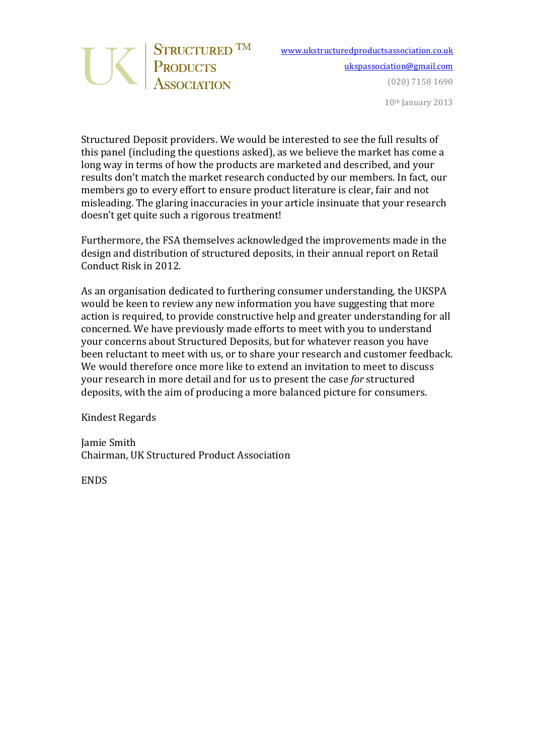UK STRUCTURED™ PRODUCTS ASSOCIATION

www.ukstructuredproductsassociation.co.uk

ukspassociation@gmail.com

(020) 7158 1690

10th January 2013

Structured Deposit providers. We would be interested to see the full results of this panel (including the questions asked), as we believe the market has come a long way in terms of how the products are marketed and described, and your results don't match the market research conducted by our members. In fact, our members go to every effort to ensure product literature is clear, fair and not misleading. The glaring inaccuracies in your article insinuate that your research doesn't get quite such a rigorous treatment!

Furthermore, the FSA themselves acknowledged the improvements made in the design and distribution of structured deposits, in their annual report on Retail Conduct Risk in 2012.

As an organisation dedicated to furthering consumer understanding, the UKSPA would be keen to review any new information you have suggesting that more action is required, to provide constructive help and greater understanding for all concerned. We have previously made efforts to meet with you to understand your concerns about Structured Deposits, but for whatever reason you have been reluctant to meet with us, or to share your research and customer feedback. We would therefore once more like to extend an invitation to meet to discuss your research in more detail and for us to present the case *for* structured deposits, with the aim of producing a more balanced picture for consumers.

Kindest Regards

Jamie Smith
Chairman, UK Structured Product Association

ENDS